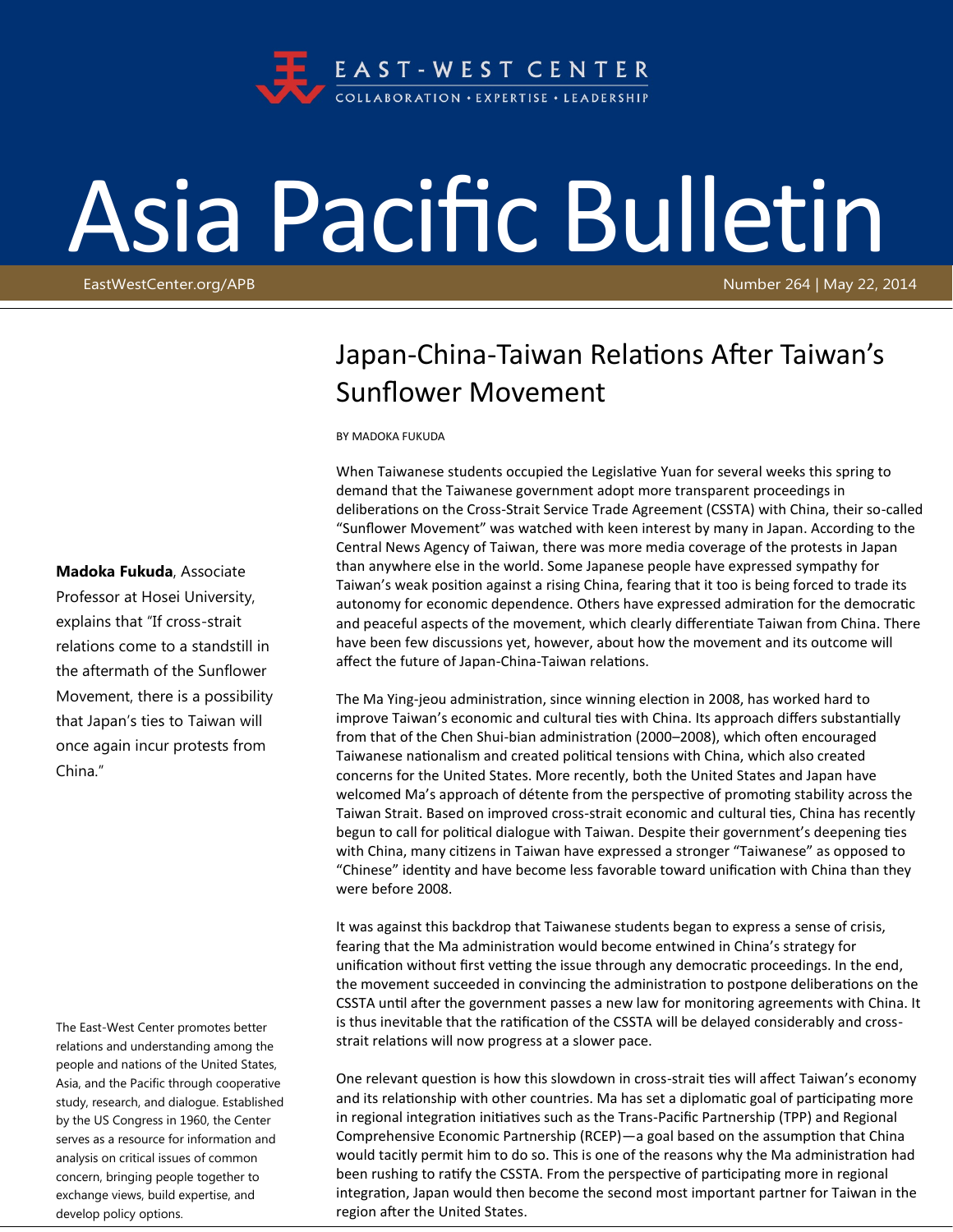EAST-WEST CENTER

COLLABORATION • EXPERTISE • LEADERSHIP

# Asia Pacific Bulletin

EastWestCenter.org/APB

Number 264 | May 22, 2014

## Japan-China-Taiwan Relations After Taiwan's Sunflower Movement

BY MADOKA FUKUDA

When Taiwanese students occupied the Legislative Yuan for several weeks this spring to demand that the Taiwanese government adopt more transparent proceedings in deliberations on the Cross-Strait Service Trade Agreement (CSSTA) with China, their so-called "Sunflower Movement" was watched with keen interest by many in Japan. According to the Central News Agency of Taiwan, there was more media coverage of the protests in Japan than anywhere else in the world. Some Japanese people have expressed sympathy for Taiwan's weak position against a rising China, fearing that it too is being forced to trade its autonomy for economic dependence. Others have expressed admiration for the democratic and peaceful aspects of the movement, which clearly differentiate Taiwan from China. There have been few discussions yet, however, about how the movement and its outcome will affect the future of Japan-China-Taiwan relations.

**Madoka Fukuda**, Associate Professor at Hosei University, explains that "If cross-strait relations come to a standstill in the aftermath of the Sunflower Movement, there is a possibility that Japan's ties to Taiwan will once again incur protests from China."

The Ma Ying-jeou administration, since winning election in 2008, has worked hard to improve Taiwan's economic and cultural ties with China. Its approach differs substantially from that of the Chen Shui-bian administration (2000–2008), which often encouraged Taiwanese nationalism and created political tensions with China, which also created concerns for the United States. More recently, both the United States and Japan have welcomed Ma's approach of détente from the perspective of promoting stability across the Taiwan Strait. Based on improved cross-strait economic and cultural ties, China has recently begun to call for political dialogue with Taiwan. Despite their government's deepening ties with China, many citizens in Taiwan have expressed a stronger "Taiwanese" as opposed to "Chinese" identity and have become less favorable toward unification with China than they were before 2008.

It was against this backdrop that Taiwanese students began to express a sense of crisis, fearing that the Ma administration would become entwined in China's strategy for unification without first vetting the issue through any democratic proceedings. In the end, the movement succeeded in convincing the administration to postpone deliberations on the CSSTA until after the government passes a new law for monitoring agreements with China. It is thus inevitable that the ratification of the CSSTA will be delayed considerably and cross-strait relations will now progress at a slower pace.

One relevant question is how this slowdown in cross-strait ties will affect Taiwan's economy and its relationship with other countries. Ma has set a diplomatic goal of participating more in regional integration initiatives such as the Trans-Pacific Partnership (TPP) and Regional Comprehensive Economic Partnership (RCEP)—a goal based on the assumption that China would tacitly permit him to do so. This is one of the reasons why the Ma administration had been rushing to ratify the CSSTA. From the perspective of participating more in regional integration, Japan would then become the second most important partner for Taiwan in the region after the United States.

The East-West Center promotes better relations and understanding among the people and nations of the United States, Asia, and the Pacific through cooperative study, research, and dialogue. Established by the US Congress in 1960, the Center serves as a resource for information and analysis on critical issues of common concern, bringing people together to exchange views, build expertise, and develop policy options.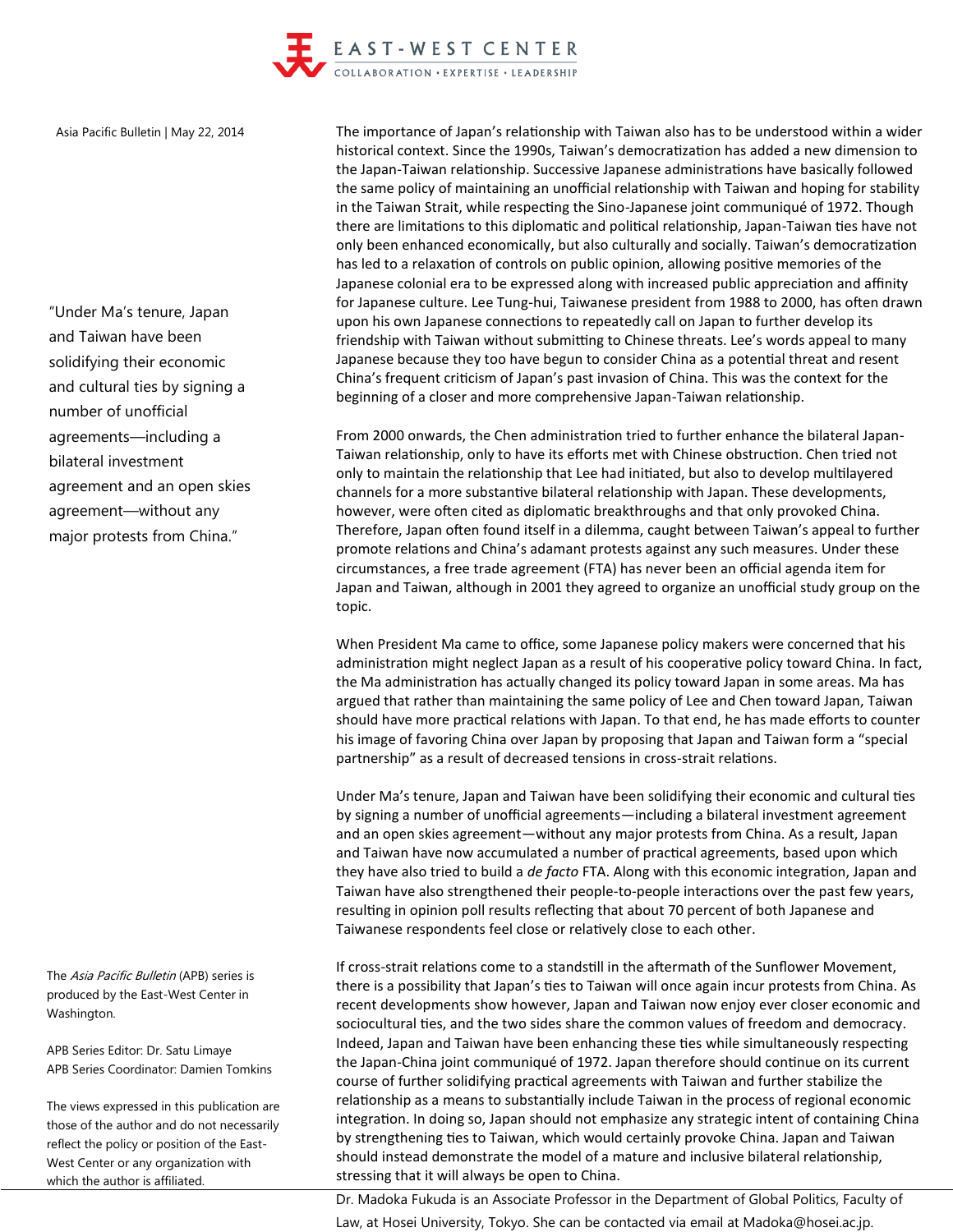Asia Pacific Bulletin | May 22, 2014

The importance of Japan's relationship with Taiwan also has to be understood within a wider historical context. Since the 1990s, Taiwan's democratization has added a new dimension to the Japan-Taiwan relationship. Successive Japanese administrations have basically followed the same policy of maintaining an unofficial relationship with Taiwan and hoping for stability in the Taiwan Strait, while respecting the Sino-Japanese joint communiqué of 1972. Though there are limitations to this diplomatic and political relationship, Japan-Taiwan ties have not only been enhanced economically, but also culturally and socially. Taiwan's democratization has led to a relaxation of controls on public opinion, allowing positive memories of the Japanese colonial era to be expressed along with increased public appreciation and affinity for Japanese culture. Lee Tung-hui, Taiwanese president from 1988 to 2000, has often drawn upon his own Japanese connections to repeatedly call on Japan to further develop its friendship with Taiwan without submitting to Chinese threats. Lee's words appeal to many Japanese because they too have begun to consider China as a potential threat and resent China's frequent criticism of Japan's past invasion of China. This was the context for the beginning of a closer and more comprehensive Japan-Taiwan relationship.

From 2000 onwards, the Chen administration tried to further enhance the bilateral Japan-Taiwan relationship, only to have its efforts met with Chinese obstruction. Chen tried not only to maintain the relationship that Lee had initiated, but also to develop multilayered channels for a more substantive bilateral relationship with Japan. These developments, however, were often cited as diplomatic breakthroughs and that only provoked China. Therefore, Japan often found itself in a dilemma, caught between Taiwan's appeal to further promote relations and China's adamant protests against any such measures. Under these circumstances, a free trade agreement (FTA) has never been an official agenda item for Japan and Taiwan, although in 2001 they agreed to organize an unofficial study group on the topic.

When President Ma came to office, some Japanese policy makers were concerned that his administration might neglect Japan as a result of his cooperative policy toward China. In fact, the Ma administration has actually changed its policy toward Japan in some areas. Ma has argued that rather than maintaining the same policy of Lee and Chen toward Japan, Taiwan should have more practical relations with Japan. To that end, he has made efforts to counter his image of favoring China over Japan by proposing that Japan and Taiwan form a "special partnership" as a result of decreased tensions in cross-strait relations.

> "Under Ma's tenure, Japan and Taiwan have been solidifying their economic and cultural ties by signing a number of unofficial agreements—including a bilateral investment agreement and an open skies agreement—without any major protests from China."

Under Ma's tenure, Japan and Taiwan have been solidifying their economic and cultural ties by signing a number of unofficial agreements—including a bilateral investment agreement and an open skies agreement—without any major protests from China. As a result, Japan and Taiwan have now accumulated a number of practical agreements, based upon which they have also tried to build a *de facto* FTA. Along with this economic integration, Japan and Taiwan have also strengthened their people-to-people interactions over the past few years, resulting in opinion poll results reflecting that about 70 percent of both Japanese and Taiwanese respondents feel close or relatively close to each other.

If cross-strait relations come to a standstill in the aftermath of the Sunflower Movement, there is a possibility that Japan's ties to Taiwan will once again incur protests from China. As recent developments show however, Japan and Taiwan now enjoy ever closer economic and sociocultural ties, and the two sides share the common values of freedom and democracy. Indeed, Japan and Taiwan have been enhancing these ties while simultaneously respecting the Japan-China joint communiqué of 1972. Japan therefore should continue on its current course of further solidifying practical agreements with Taiwan and further stabilize the relationship as a means to substantially include Taiwan in the process of regional economic integration. In doing so, Japan should not emphasize any strategic intent of containing China by strengthening ties to Taiwan, which would certainly provoke China. Japan and Taiwan should instead demonstrate the model of a mature and inclusive bilateral relationship, stressing that it will always be open to China.

Dr. Madoka Fukuda is an Associate Professor in the Department of Global Politics, Faculty of Law, at Hosei University, Tokyo. She can be contacted via email at Madoka@hosei.ac.jp.

The *Asia Pacific Bulletin* (APB) series is produced by the East-West Center in Washington.

APB Series Editor: Dr. Satu Limaye
APB Series Coordinator: Damien Tomkins

The views expressed in this publication are those of the author and do not necessarily reflect the policy or position of the East-West Center or any organization with which the author is affiliated.